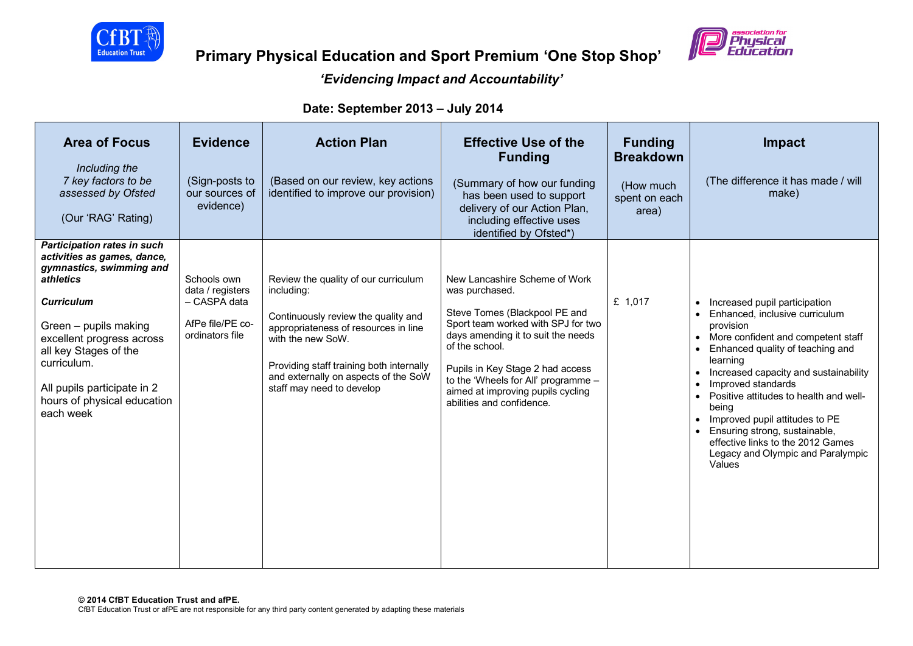# Primary Physical Education and Sport Premium 'One Stop Shop'

## *'Evidencing Impact and Accountability'*

### Date: September 2013 – July 2014

| **Area of Focus**<br><br>*Including the 7 key factors to be assessed by Ofsted*<br><br>(Our 'RAG' Rating) | **Evidence**<br><br>(Sign-posts to our sources of evidence) | **Action Plan**<br><br>(Based on our review, key actions identified to improve our provision) | **Effective Use of the Funding**<br><br>(Summary of how our funding has been used to support delivery of our Action Plan, including effective uses identified by Ofsted*) | **Funding Breakdown**<br><br>(How much spent on each area) | **Impact**<br><br>(The difference it has made / will make) |
|---|---|---|---|---|---|
| ***Participation rates in such activities as games, dance, gymnastics, swimming and athletics***<br><br>***Curriculum***<br><br>Green – pupils making excellent progress across all key Stages of the curriculum.<br><br>All pupils participate in 2 hours of physical education each week | Schools own data / registers – CASPA data<br><br>AfPe file/PE co-ordinators file | Review the quality of our curriculum including:<br><br>Continuously review the quality and appropriateness of resources in line with the new SoW.<br><br>Providing staff training both internally and externally on aspects of the SoW staff may need to develop | New Lancashire Scheme of Work was purchased.<br><br>Steve Tomes (Blackpool PE and Sport team worked with SPJ for two days amending it to suit the needs of the school.<br><br>Pupils in Key Stage 2 had access to the 'Wheels for All' programme – aimed at improving pupils cycling abilities and confidence. | £ 1,017 | • Increased pupil participation<br>• Enhanced, inclusive curriculum provision<br>• More confident and competent staff<br>• Enhanced quality of teaching and learning<br>• Increased capacity and sustainability<br>• Improved standards<br>• Positive attitudes to health and well-being<br>• Improved pupil attitudes to PE<br>• Ensuring strong, sustainable, effective links to the 2012 Games Legacy and Olympic and Paralympic Values |

**© 2014 CfBT Education Trust and afPE.**
CfBT Education Trust or afPE are not responsible for any third party content generated by adapting these materials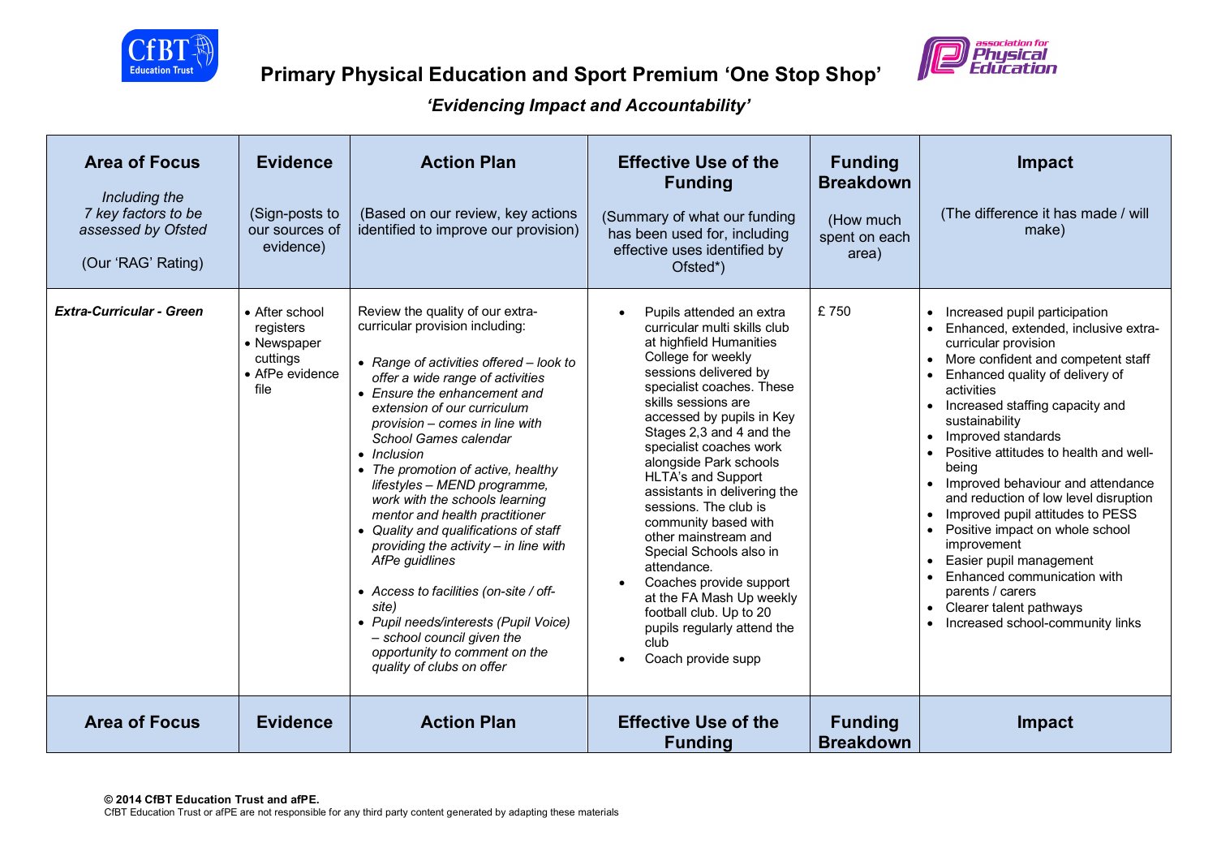# Primary Physical Education and Sport Premium 'One Stop Shop'

## *'Evidencing Impact and Accountability'*

| Area of Focus<br><br>*Including the 7 key factors to be assessed by Ofsted*<br><br>(Our 'RAG' Rating) | Evidence<br><br>(Sign-posts to our sources of evidence) | Action Plan<br><br>(Based on our review, key actions identified to improve our provision) | Effective Use of the Funding<br><br>(Summary of what our funding has been used for, including effective uses identified by Ofsted*) | Funding Breakdown<br><br>(How much spent on each area) | Impact<br><br>(The difference it has made / will make) |
|---|---|---|---|---|---|
| ***Extra-Curricular - Green*** | • After school registers<br>• Newspaper cuttings<br>• AfPe evidence file | Review the quality of our extra-curricular provision including:<br><br>• *Range of activities offered – look to offer a wide range of activities*<br>• *Ensure the enhancement and extension of our curriculum provision – comes in line with School Games calendar*<br>• *Inclusion*<br>• *The promotion of active, healthy lifestyles – MEND programme, work with the schools learning mentor and health practitioner*<br>• *Quality and qualifications of staff providing the activity – in line with AfPe guidlines*<br><br>• *Access to facilities (on-site / off-site)*<br>• *Pupil needs/interests (Pupil Voice) – school council given the opportunity to comment on the quality of clubs on offer* | • Pupils attended an extra curricular multi skills club at highfield Humanities College for weekly sessions delivered by specialist coaches. These skills sessions are accessed by pupils in Key Stages 2,3 and 4 and the specialist coaches work alongside Park schools HLTA's and Support assistants in delivering the sessions. The club is community based with other mainstream and Special Schools also in attendance.<br>• Coaches provide support at the FA Mash Up weekly football club. Up to 20 pupils regularly attend the club<br>• Coach provide supp | £ 750 | • Increased pupil participation<br>• Enhanced, extended, inclusive extra-curricular provision<br>• More confident and competent staff<br>• Enhanced quality of delivery of activities<br>• Increased staffing capacity and sustainability<br>• Improved standards<br>• Positive attitudes to health and well-being<br>• Improved behaviour and attendance and reduction of low level disruption<br>• Improved pupil attitudes to PESS<br>• Positive impact on whole school improvement<br>• Easier pupil management<br>• Enhanced communication with parents / carers<br>• Clearer talent pathways<br>• Increased school-community links |
| **Area of Focus** | **Evidence** | **Action Plan** | **Effective Use of the Funding** | **Funding Breakdown** | **Impact** |

**© 2014 CfBT Education Trust and afPE.**
CfBT Education Trust or afPE are not responsible for any third party content generated by adapting these materials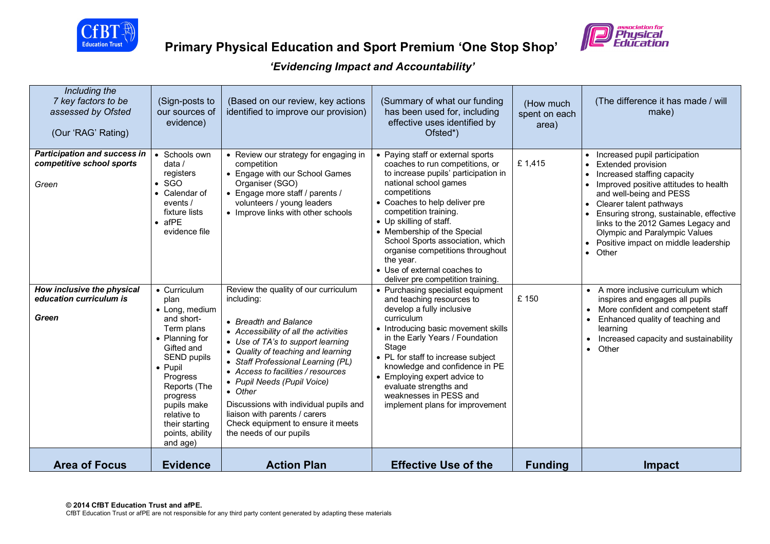# Primary Physical Education and Sport Premium 'One Stop Shop'

## *'Evidencing Impact and Accountability'*

| *Including the 7 key factors to be assessed by Ofsted* (Our 'RAG' Rating) | (Sign-posts to our sources of evidence) | (Based on our review, key actions identified to improve our provision) | (Summary of what our funding has been used for, including effective uses identified by Ofsted*) | (How much spent on each area) | (The difference it has made / will make) |
|---|---|---|---|---|---|
| ***Participation and success in competitive school sports*** *Green* | • Schools own data / registers • SGO • Calendar of events / fixture lists • afPE evidence file | • Review our strategy for engaging in competition • Engage with our School Games Organiser (SGO) • Engage more staff / parents / volunteers / young leaders • Improve links with other schools | • Paying staff or external sports coaches to run competitions, or to increase pupils' participation in national school games competitions • Coaches to help deliver pre competition training. • Up skilling of staff. • Membership of the Special School Sports association, which organise competitions throughout the year. • Use of external coaches to deliver pre competition training. | £ 1,415 | • Increased pupil participation • Extended provision • Increased staffing capacity • Improved positive attitudes to health and well-being and PESS • Clearer talent pathways • Ensuring strong, sustainable, effective links to the 2012 Games Legacy and Olympic and Paralympic Values • Positive impact on middle leadership • Other |
| ***How inclusive the physical education curriculum is*** ***Green*** | • Curriculum plan • Long, medium and short-Term plans • Planning for Gifted and SEND pupils • Pupil Progress Reports (The progress pupils make relative to their starting points, ability and age) | Review the quality of our curriculum including: • *Breadth and Balance* • *Accessibility of all the activities* • *Use of TA's to support learning* • *Quality of teaching and learning* • *Staff Professional Learning (PL)* • *Access to facilities / resources* • *Pupil Needs (Pupil Voice)* • *Other* Discussions with individual pupils and liaison with parents / carers Check equipment to ensure it meets the needs of our pupils | • Purchasing specialist equipment and teaching resources to develop a fully inclusive curriculum • Introducing basic movement skills in the Early Years / Foundation Stage • PL for staff to increase subject knowledge and confidence in PE • Employing expert advice to evaluate strengths and weaknesses in PESS and implement plans for improvement | £ 150 | • A more inclusive curriculum which inspires and engages all pupils • More confident and competent staff • Enhanced quality of teaching and learning • Increased capacity and sustainability • Other |
| **Area of Focus** | **Evidence** | **Action Plan** | **Effective Use of the** | **Funding** | **Impact** |

**© 2014 CfBT Education Trust and afPE.**
CfBT Education Trust or afPE are not responsible for any third party content generated by adapting these materials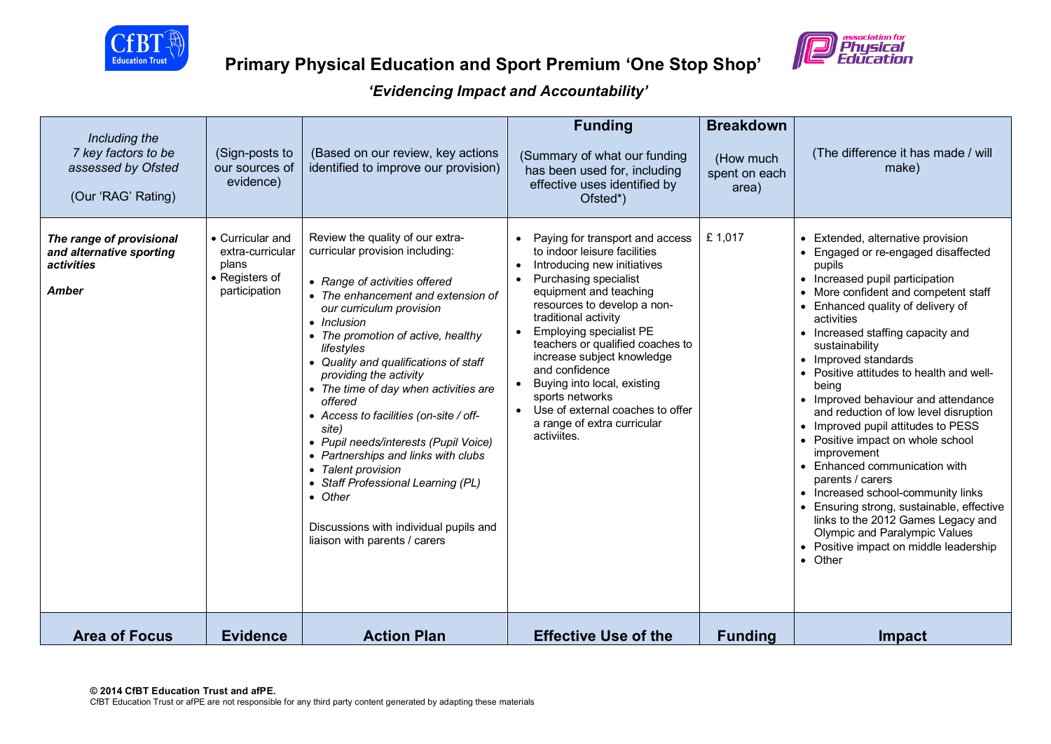# Primary Physical Education and Sport Premium 'One Stop Shop'

## *'Evidencing Impact and Accountability'*

| *Including the 7 key factors to be assessed by Ofsted*<br><br>(Our 'RAG' Rating) | (Sign-posts to our sources of evidence) | (Based on our review, key actions identified to improve our provision) | **Funding**<br><br>(Summary of what our funding has been used for, including effective uses identified by Ofsted*) | **Breakdown**<br><br>(How much spent on each area) | (The difference it has made / will make) |
|---|---|---|---|---|---|
| ***The range of provisional and alternative sporting activities***<br><br>***Amber*** | • Curricular and extra-curricular plans<br>• Registers of participation | Review the quality of our extra-curricular provision including:<br><br>• *Range of activities offered*<br>• *The enhancement and extension of our curriculum provision*<br>• *Inclusion*<br>• *The promotion of active, healthy lifestyles*<br>• *Quality and qualifications of staff providing the activity*<br>• *The time of day when activities are offered*<br>• *Access to facilities (on-site / off-site)*<br>• *Pupil needs/interests (Pupil Voice)*<br>• *Partnerships and links with clubs*<br>• *Talent provision*<br>• *Staff Professional Learning (PL)*<br>• *Other*<br><br>Discussions with individual pupils and liaison with parents / carers | • Paying for transport and access to indoor leisure facilities<br>• Introducing new initiatives<br>• Purchasing specialist equipment and teaching resources to develop a non-traditional activity<br>• Employing specialist PE teachers or qualified coaches to increase subject knowledge and confidence<br>• Buying into local, existing sports networks<br>• Use of external coaches to offer a range of extra curricular activiites. | £ 1,017 | • Extended, alternative provision<br>• Engaged or re-engaged disaffected pupils<br>• Increased pupil participation<br>• More confident and competent staff<br>• Enhanced quality of delivery of activities<br>• Increased staffing capacity and sustainability<br>• Improved standards<br>• Positive attitudes to health and well-being<br>• Improved behaviour and attendance and reduction of low level disruption<br>• Improved pupil attitudes to PESS<br>• Positive impact on whole school improvement<br>• Enhanced communication with parents / carers<br>• Increased school-community links<br>• Ensuring strong, sustainable, effective links to the 2012 Games Legacy and Olympic and Paralympic Values<br>• Positive impact on middle leadership<br>• Other |
| **Area of Focus** | **Evidence** | **Action Plan** | **Effective Use of the** | **Funding** | **Impact** |

**© 2014 CfBT Education Trust and afPE.**
CfBT Education Trust or afPE are not responsible for any third party content generated by adapting these materials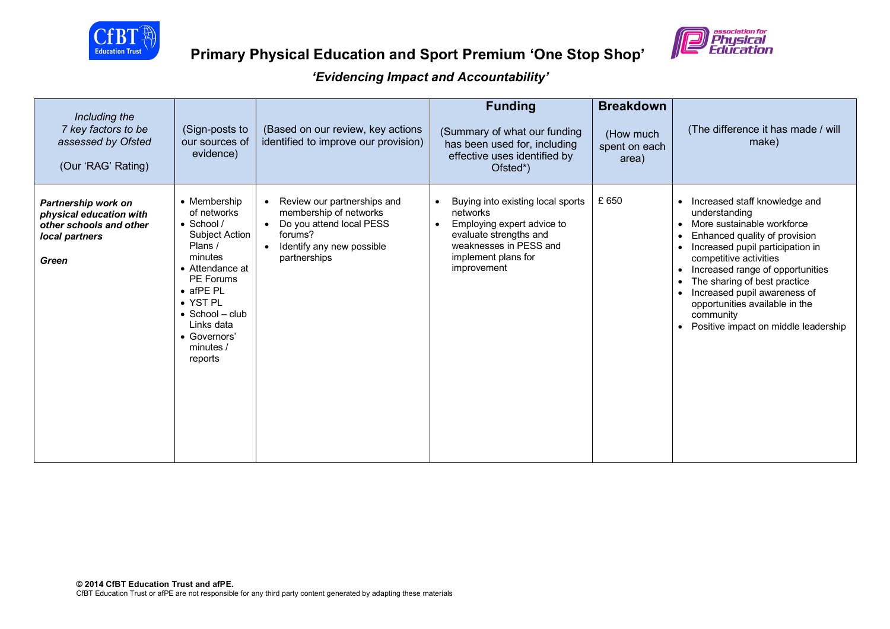# Primary Physical Education and Sport Premium 'One Stop Shop'

## *'Evidencing Impact and Accountability'*

| *Including the 7 key factors to be assessed by Ofsted* (Our 'RAG' Rating) | (Sign-posts to our sources of evidence) | (Based on our review, key actions identified to improve our provision) | **Funding** (Summary of what our funding has been used for, including effective uses identified by Ofsted*) | **Breakdown** (How much spent on each area) | (The difference it has made / will make) |
|---|---|---|---|---|---|
| ***Partnership work on physical education with other schools and other local partners*** ***Green*** | • Membership of networks<br>• School / Subject Action Plans / minutes<br>• Attendance at PE Forums<br>• afPE PL<br>• YST PL<br>• School – club Links data<br>• Governors' minutes / reports | • Review our partnerships and membership of networks<br>• Do you attend local PESS forums?<br>• Identify any new possible partnerships | • Buying into existing local sports networks<br>• Employing expert advice to evaluate strengths and weaknesses in PESS and implement plans for improvement | £ 650 | • Increased staff knowledge and understanding<br>• More sustainable workforce<br>• Enhanced quality of provision<br>• Increased pupil participation in competitive activities<br>• Increased range of opportunities<br>• The sharing of best practice<br>• Increased pupil awareness of opportunities available in the community<br>• Positive impact on middle leadership |

**© 2014 CfBT Education Trust and afPE.**
CfBT Education Trust or afPE are not responsible for any third party content generated by adapting these materials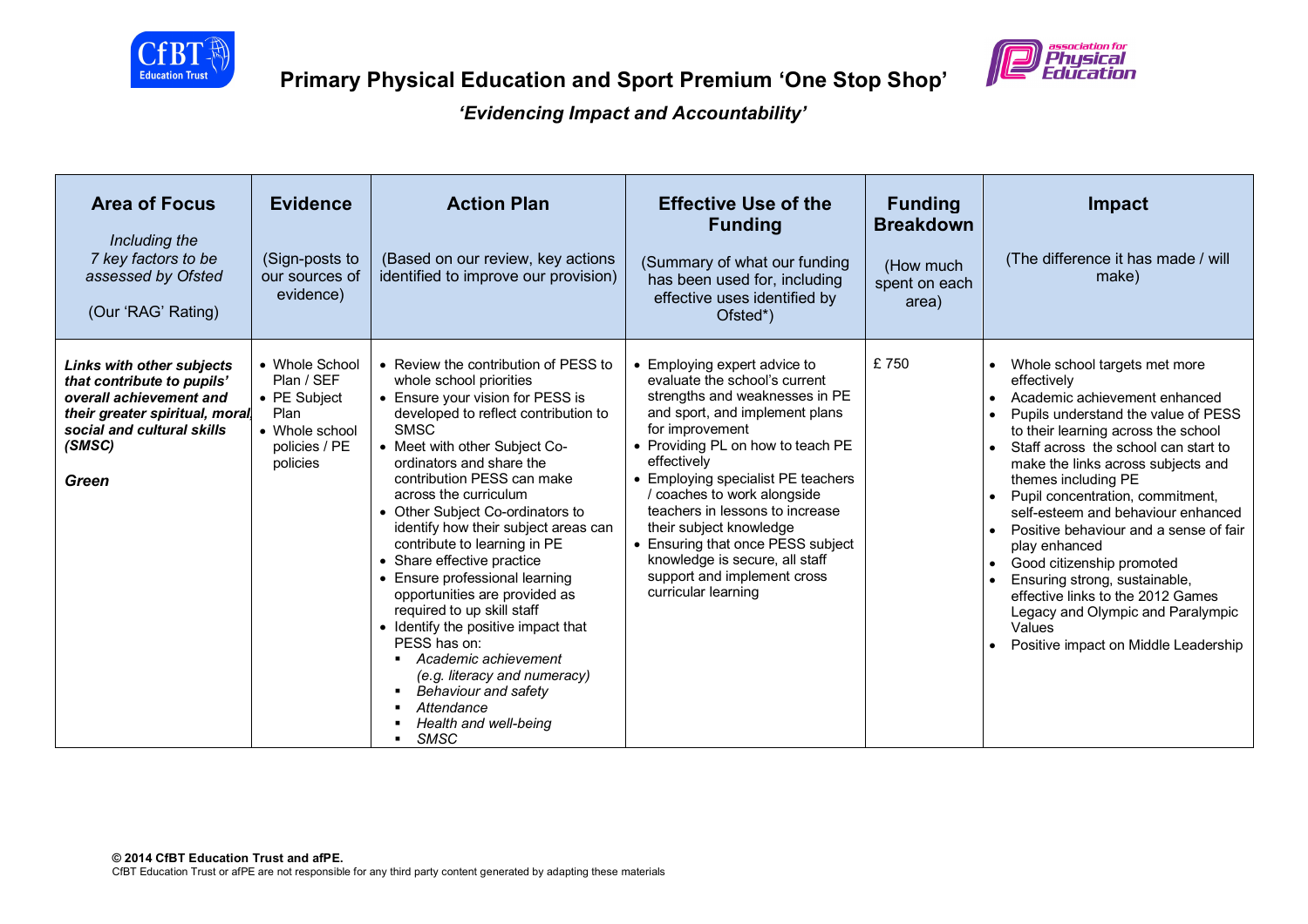# Primary Physical Education and Sport Premium 'One Stop Shop'

## *'Evidencing Impact and Accountability'*

| Area of Focus<br><br>*Including the 7 key factors to be assessed by Ofsted*<br><br>(Our 'RAG' Rating) | Evidence<br><br>(Sign-posts to our sources of evidence) | Action Plan<br><br>(Based on our review, key actions identified to improve our provision) | Effective Use of the Funding<br><br>(Summary of what our funding has been used for, including effective uses identified by Ofsted*) | Funding Breakdown<br><br>(How much spent on each area) | Impact<br><br>(The difference it has made / will make) |
|---|---|---|---|---|---|
| ***Links with other subjects that contribute to pupils' overall achievement and their greater spiritual, moral, social and cultural skills (SMSC)***<br><br>***Green*** | • Whole School Plan / SEF<br>• PE Subject Plan<br>• Whole school policies / PE policies | • Review the contribution of PESS to whole school priorities<br>• Ensure your vision for PESS is developed to reflect contribution to SMSC<br>• Meet with other Subject Co-ordinators and share the contribution PESS can make across the curriculum<br>• Other Subject Co-ordinators to identify how their subject areas can contribute to learning in PE<br>• Share effective practice<br>• Ensure professional learning opportunities are provided as required to up skill staff<br>• Identify the positive impact that PESS has on:<br>&nbsp;&nbsp;▪ *Academic achievement (e.g. literacy and numeracy)*<br>&nbsp;&nbsp;▪ *Behaviour and safety*<br>&nbsp;&nbsp;▪ *Attendance*<br>&nbsp;&nbsp;▪ *Health and well-being*<br>&nbsp;&nbsp;▪ *SMSC* | • Employing expert advice to evaluate the school's current strengths and weaknesses in PE and sport, and implement plans for improvement<br>• Providing PL on how to teach PE effectively<br>• Employing specialist PE teachers / coaches to work alongside teachers in lessons to increase their subject knowledge<br>• Ensuring that once PESS subject knowledge is secure, all staff support and implement cross curricular learning | £ 750 | • Whole school targets met more effectively<br>• Academic achievement enhanced<br>• Pupils understand the value of PESS to their learning across the school<br>• Staff across the school can start to make the links across subjects and themes including PE<br>• Pupil concentration, commitment, self-esteem and behaviour enhanced<br>• Positive behaviour and a sense of fair play enhanced<br>• Good citizenship promoted<br>• Ensuring strong, sustainable, effective links to the 2012 Games Legacy and Olympic and Paralympic Values<br>• Positive impact on Middle Leadership |

**© 2014 CfBT Education Trust and afPE.**
CfBT Education Trust or afPE are not responsible for any third party content generated by adapting these materials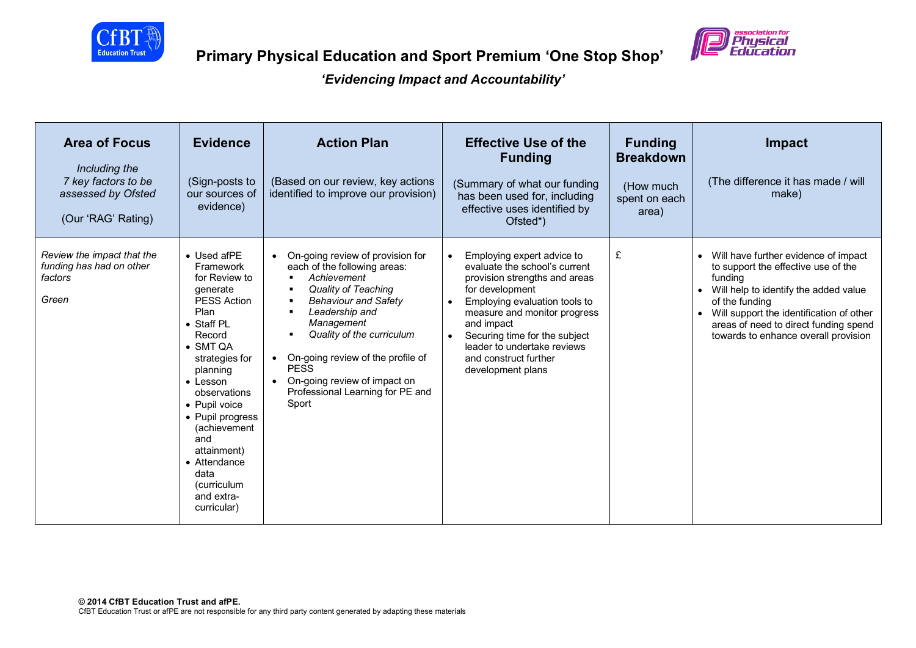# Primary Physical Education and Sport Premium 'One Stop Shop'

## *'Evidencing Impact and Accountability'*

| **Area of Focus**<br><br>*Including the 7 key factors to be assessed by Ofsted*<br><br>(Our 'RAG' Rating) | **Evidence**<br><br>(Sign-posts to our sources of evidence) | **Action Plan**<br><br>(Based on our review, key actions identified to improve our provision) | **Effective Use of the Funding**<br><br>(Summary of what our funding has been used for, including effective uses identified by Ofsted*) | **Funding Breakdown**<br><br>(How much spent on each area) | **Impact**<br><br>(The difference it has made / will make) |
|---|---|---|---|---|---|
| *Review the impact that the funding has had on other factors*<br><br>*Green* | • Used afPE Framework for Review to generate PESS Action Plan<br>• Staff PL Record<br>• SMT QA strategies for planning<br>• Lesson observations<br>• Pupil voice<br>• Pupil progress (achievement and attainment)<br>• Attendance data (curriculum and extra-curricular) | • On-going review of provision for each of the following areas:<br>&nbsp;&nbsp;▪ *Achievement*<br>&nbsp;&nbsp;▪ *Quality of Teaching*<br>&nbsp;&nbsp;▪ *Behaviour and Safety*<br>&nbsp;&nbsp;▪ *Leadership and Management*<br>&nbsp;&nbsp;▪ *Quality of the curriculum*<br><br>• On-going review of the profile of PESS<br>• On-going review of impact on Professional Learning for PE and Sport | • Employing expert advice to evaluate the school's current provision strengths and areas for development<br>• Employing evaluation tools to measure and monitor progress and impact<br>• Securing time for the subject leader to undertake reviews and construct further development plans | £ | • Will have further evidence of impact to support the effective use of the funding<br>• Will help to identify the added value of the funding<br>• Will support the identification of other areas of need to direct funding spend towards to enhance overall provision |

**© 2014 CfBT Education Trust and afPE.**
CfBT Education Trust or afPE are not responsible for any third party content generated by adapting these materials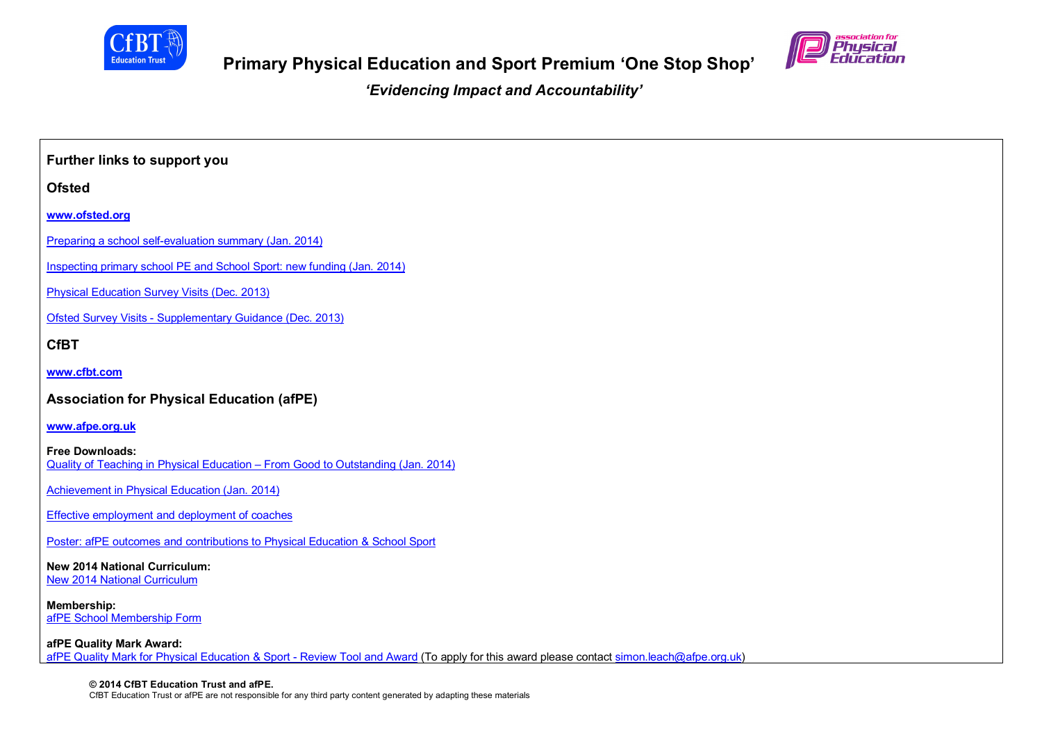# Primary Physical Education and Sport Premium 'One Stop Shop'

***'Evidencing Impact and Accountability'***

## Further links to support you

### Ofsted

**www.ofsted.org**

Preparing a school self-evaluation summary (Jan. 2014)

Inspecting primary school PE and School Sport: new funding (Jan. 2014)

Physical Education Survey Visits (Dec. 2013)

Ofsted Survey Visits - Supplementary Guidance (Dec. 2013)

### CfBT

**www.cfbt.com**

### Association for Physical Education (afPE)

**www.afpe.org.uk**

**Free Downloads:**
Quality of Teaching in Physical Education – From Good to Outstanding (Jan. 2014)

Achievement in Physical Education (Jan. 2014)

Effective employment and deployment of coaches

Poster: afPE outcomes and contributions to Physical Education & School Sport

**New 2014 National Curriculum:**
New 2014 National Curriculum

**Membership:**
afPE School Membership Form

**afPE Quality Mark Award:**
afPE Quality Mark for Physical Education & Sport - Review Tool and Award (To apply for this award please contact simon.leach@afpe.org.uk)

**© 2014 CfBT Education Trust and afPE.**
CfBT Education Trust or afPE are not responsible for any third party content generated by adapting these materials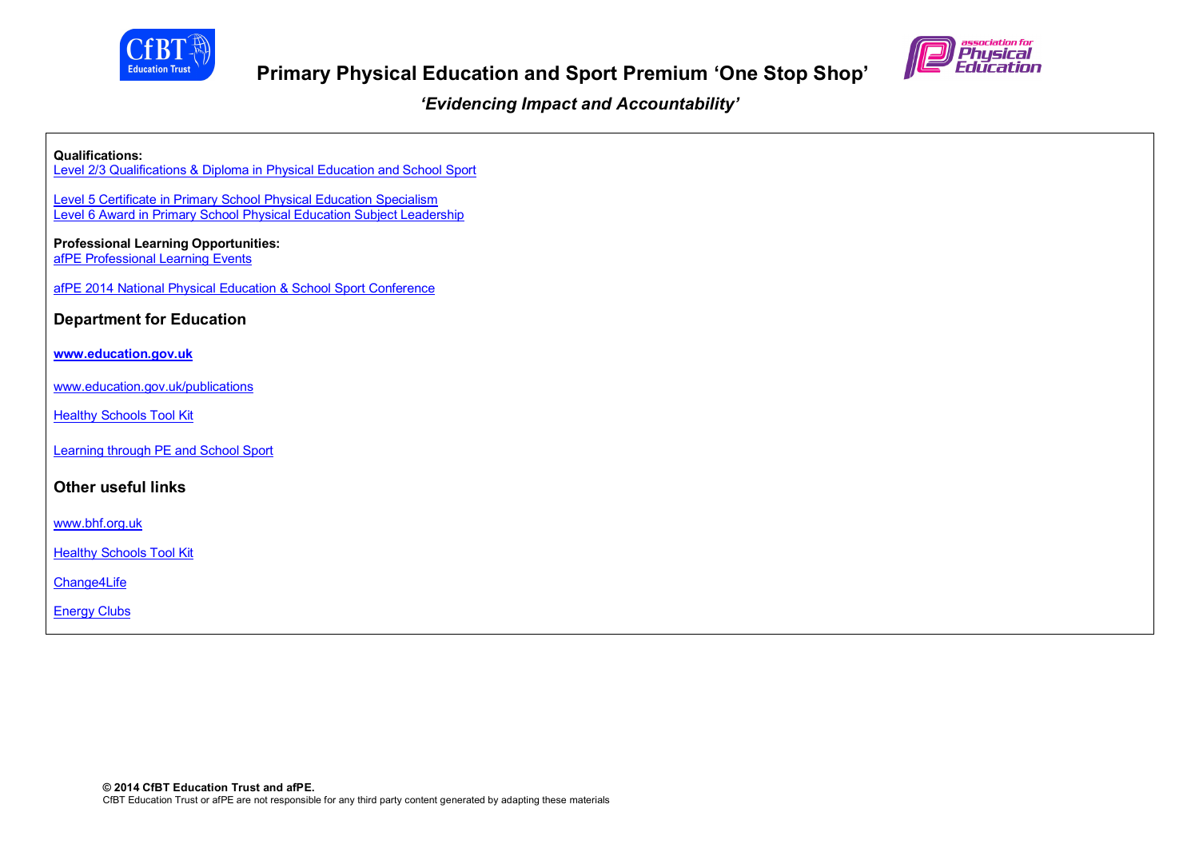**Qualifications:**
Level 2/3 Qualifications & Diploma in Physical Education and School Sport

Level 5 Certificate in Primary School Physical Education Specialism
Level 6 Award in Primary School Physical Education Subject Leadership

**Professional Learning Opportunities:**
afPE Professional Learning Events

afPE 2014 National Physical Education & School Sport Conference

## Department for Education

**www.education.gov.uk**

www.education.gov.uk/publications

Healthy Schools Tool Kit

Learning through PE and School Sport

## Other useful links

www.bhf.org.uk

Healthy Schools Tool Kit

Change4Life

Energy Clubs

**© 2014 CfBT Education Trust and afPE.**
CfBT Education Trust or afPE are not responsible for any third party content generated by adapting these materials